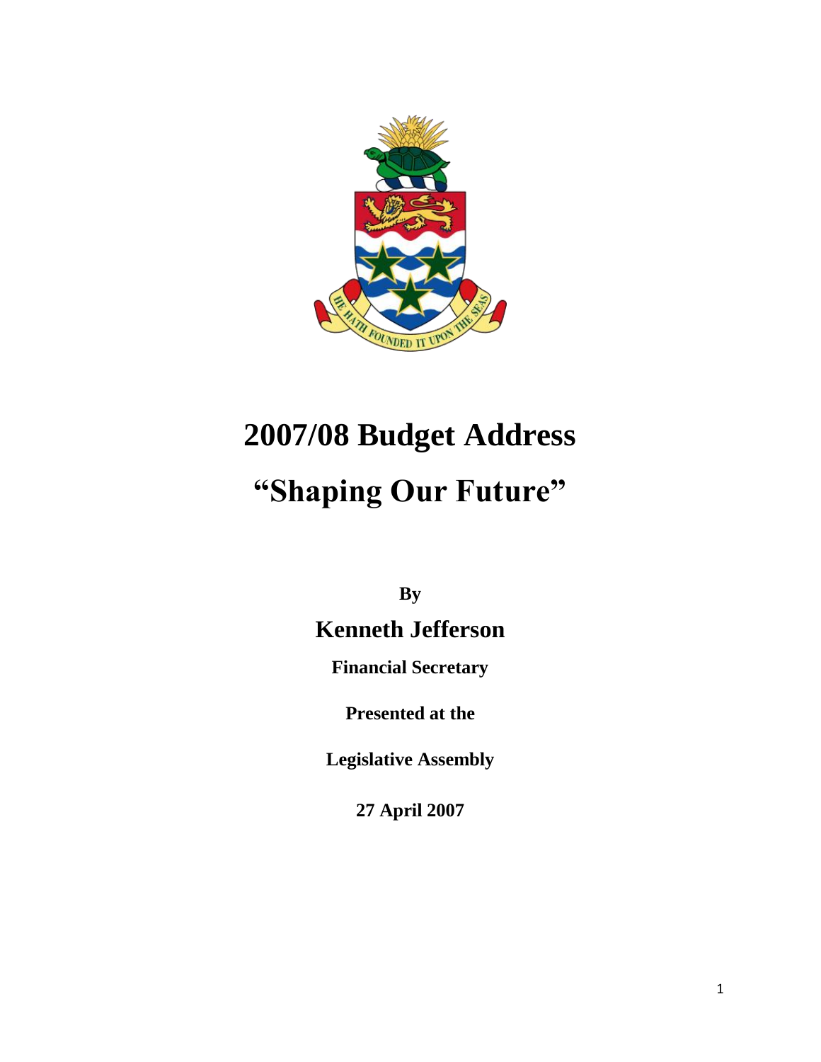# 2007/08 Budget Address

# "Shaping Our Future"

**By**

## Kenneth Jefferson

**Financial Secretary**

**Presented at the**

**Legislative Assembly**

**27 April 2007**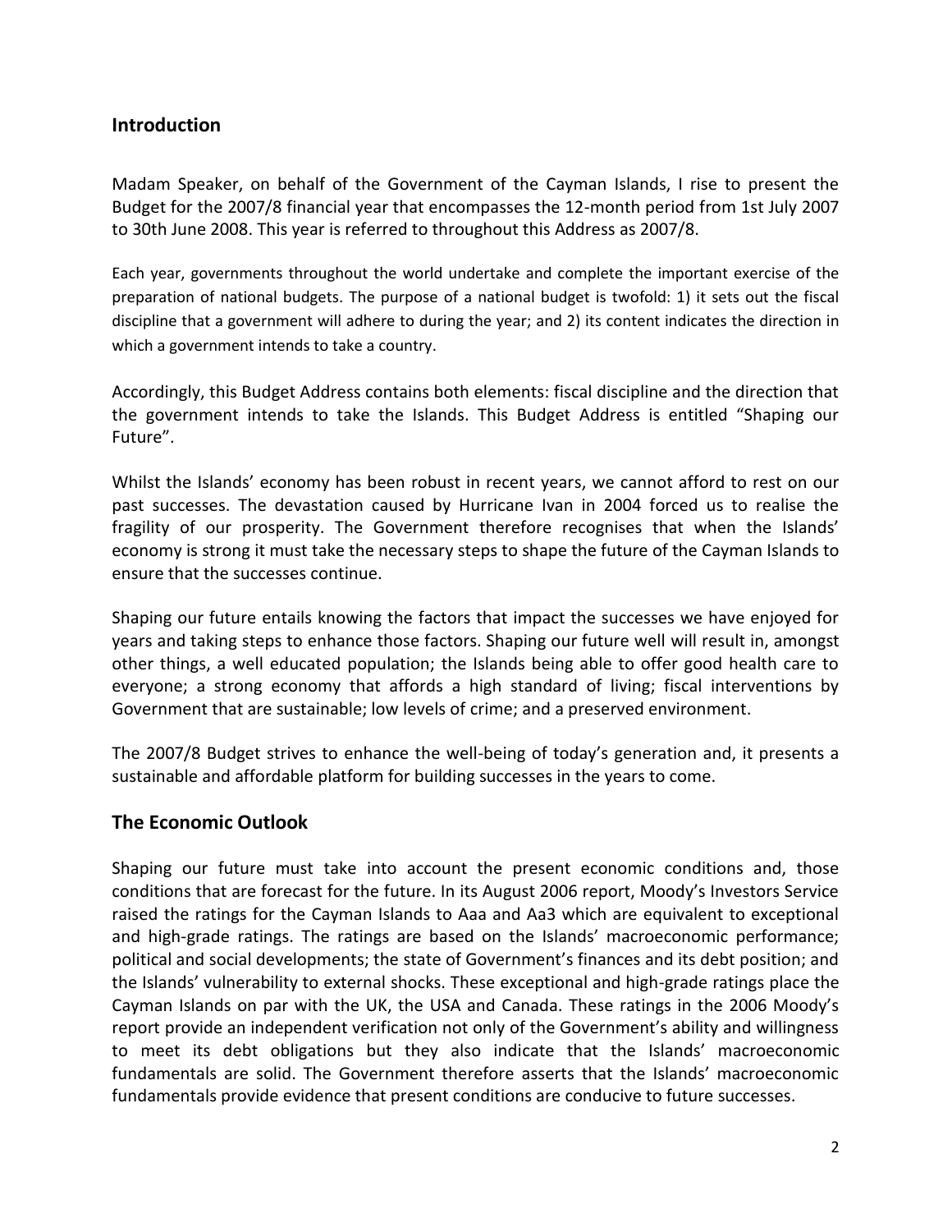## Introduction

Madam Speaker, on behalf of the Government of the Cayman Islands, I rise to present the Budget for the 2007/8 financial year that encompasses the 12-month period from 1st July 2007 to 30th June 2008. This year is referred to throughout this Address as 2007/8.

Each year, governments throughout the world undertake and complete the important exercise of the preparation of national budgets. The purpose of a national budget is twofold: 1) it sets out the fiscal discipline that a government will adhere to during the year; and 2) its content indicates the direction in which a government intends to take a country.

Accordingly, this Budget Address contains both elements: fiscal discipline and the direction that the government intends to take the Islands. This Budget Address is entitled "Shaping our Future".

Whilst the Islands' economy has been robust in recent years, we cannot afford to rest on our past successes. The devastation caused by Hurricane Ivan in 2004 forced us to realise the fragility of our prosperity. The Government therefore recognises that when the Islands' economy is strong it must take the necessary steps to shape the future of the Cayman Islands to ensure that the successes continue.

Shaping our future entails knowing the factors that impact the successes we have enjoyed for years and taking steps to enhance those factors. Shaping our future well will result in, amongst other things, a well educated population; the Islands being able to offer good health care to everyone; a strong economy that affords a high standard of living; fiscal interventions by Government that are sustainable; low levels of crime; and a preserved environment.

The 2007/8 Budget strives to enhance the well-being of today's generation and, it presents a sustainable and affordable platform for building successes in the years to come.

## The Economic Outlook

Shaping our future must take into account the present economic conditions and, those conditions that are forecast for the future. In its August 2006 report, Moody's Investors Service raised the ratings for the Cayman Islands to Aaa and Aa3 which are equivalent to exceptional and high-grade ratings. The ratings are based on the Islands' macroeconomic performance; political and social developments; the state of Government's finances and its debt position; and the Islands' vulnerability to external shocks. These exceptional and high-grade ratings place the Cayman Islands on par with the UK, the USA and Canada. These ratings in the 2006 Moody's report provide an independent verification not only of the Government's ability and willingness to meet its debt obligations but they also indicate that the Islands' macroeconomic fundamentals are solid. The Government therefore asserts that the Islands' macroeconomic fundamentals provide evidence that present conditions are conducive to future successes.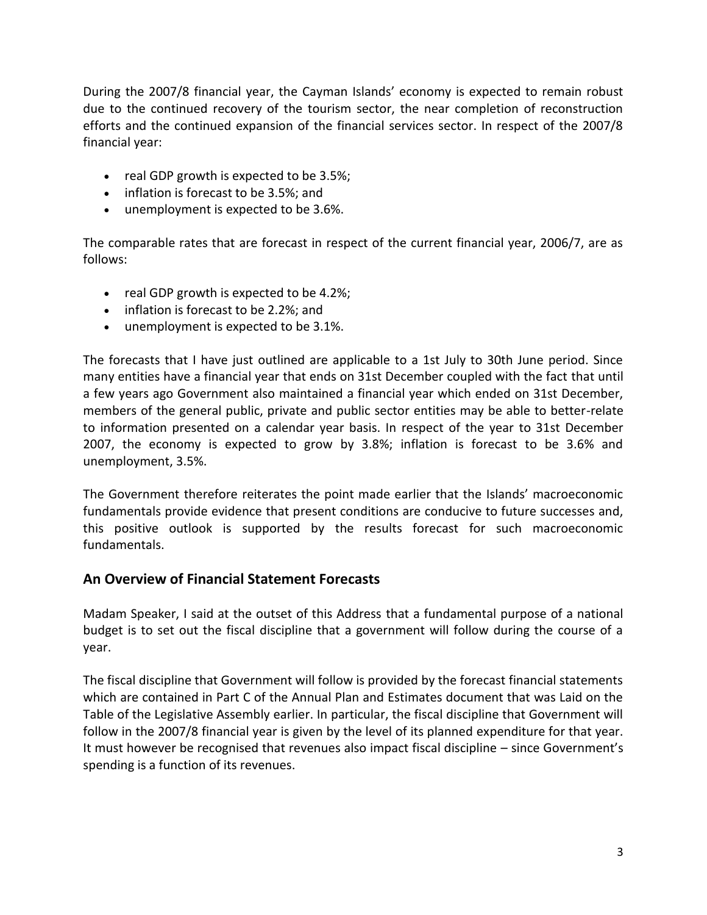During the 2007/8 financial year, the Cayman Islands' economy is expected to remain robust due to the continued recovery of the tourism sector, the near completion of reconstruction efforts and the continued expansion of the financial services sector. In respect of the 2007/8 financial year:

- real GDP growth is expected to be 3.5%;
- inflation is forecast to be 3.5%; and
- unemployment is expected to be 3.6%.

The comparable rates that are forecast in respect of the current financial year, 2006/7, are as follows:

- real GDP growth is expected to be 4.2%;
- inflation is forecast to be 2.2%; and
- unemployment is expected to be 3.1%.

The forecasts that I have just outlined are applicable to a 1st July to 30th June period. Since many entities have a financial year that ends on 31st December coupled with the fact that until a few years ago Government also maintained a financial year which ended on 31st December, members of the general public, private and public sector entities may be able to better-relate to information presented on a calendar year basis. In respect of the year to 31st December 2007, the economy is expected to grow by 3.8%; inflation is forecast to be 3.6% and unemployment, 3.5%.

The Government therefore reiterates the point made earlier that the Islands' macroeconomic fundamentals provide evidence that present conditions are conducive to future successes and, this positive outlook is supported by the results forecast for such macroeconomic fundamentals.

## An Overview of Financial Statement Forecasts

Madam Speaker, I said at the outset of this Address that a fundamental purpose of a national budget is to set out the fiscal discipline that a government will follow during the course of a year.

The fiscal discipline that Government will follow is provided by the forecast financial statements which are contained in Part C of the Annual Plan and Estimates document that was Laid on the Table of the Legislative Assembly earlier. In particular, the fiscal discipline that Government will follow in the 2007/8 financial year is given by the level of its planned expenditure for that year. It must however be recognised that revenues also impact fiscal discipline – since Government's spending is a function of its revenues.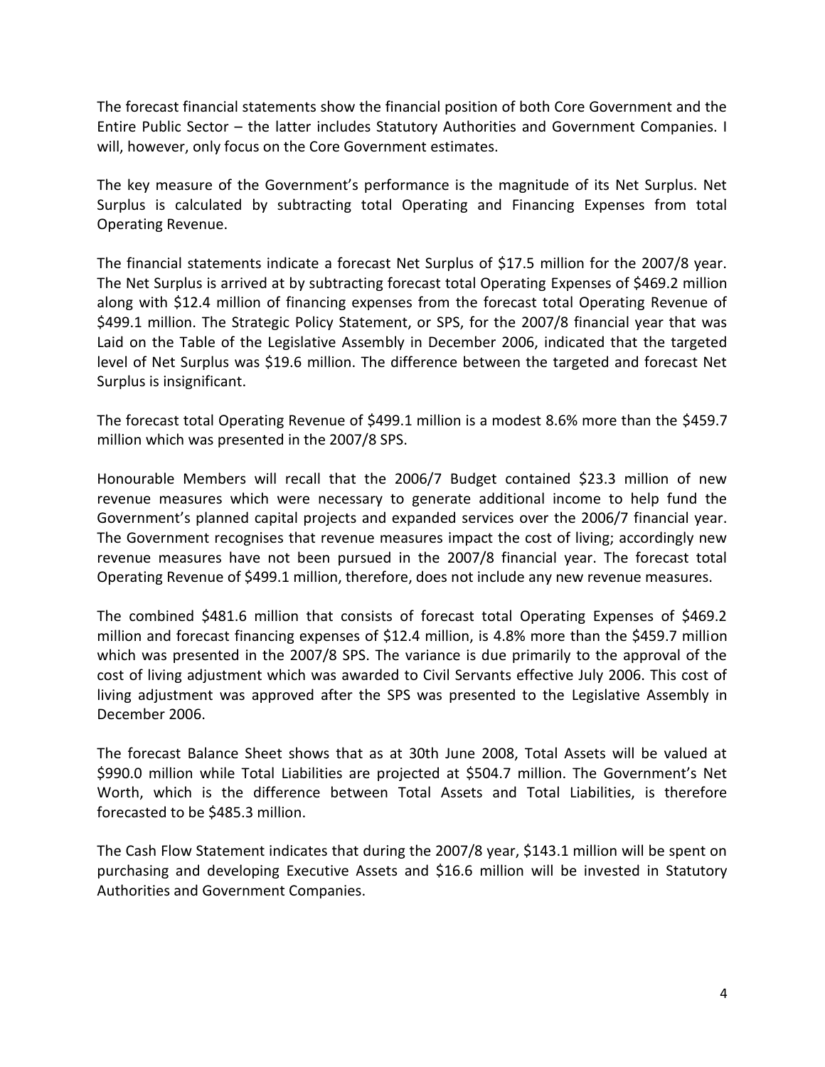The forecast financial statements show the financial position of both Core Government and the Entire Public Sector – the latter includes Statutory Authorities and Government Companies. I will, however, only focus on the Core Government estimates.

The key measure of the Government's performance is the magnitude of its Net Surplus. Net Surplus is calculated by subtracting total Operating and Financing Expenses from total Operating Revenue.

The financial statements indicate a forecast Net Surplus of $17.5 million for the 2007/8 year. The Net Surplus is arrived at by subtracting forecast total Operating Expenses of $469.2 million along with $12.4 million of financing expenses from the forecast total Operating Revenue of $499.1 million. The Strategic Policy Statement, or SPS, for the 2007/8 financial year that was Laid on the Table of the Legislative Assembly in December 2006, indicated that the targeted level of Net Surplus was $19.6 million. The difference between the targeted and forecast Net Surplus is insignificant.

The forecast total Operating Revenue of $499.1 million is a modest 8.6% more than the $459.7 million which was presented in the 2007/8 SPS.

Honourable Members will recall that the 2006/7 Budget contained $23.3 million of new revenue measures which were necessary to generate additional income to help fund the Government's planned capital projects and expanded services over the 2006/7 financial year. The Government recognises that revenue measures impact the cost of living; accordingly new revenue measures have not been pursued in the 2007/8 financial year. The forecast total Operating Revenue of $499.1 million, therefore, does not include any new revenue measures.

The combined $481.6 million that consists of forecast total Operating Expenses of $469.2 million and forecast financing expenses of $12.4 million, is 4.8% more than the $459.7 million which was presented in the 2007/8 SPS. The variance is due primarily to the approval of the cost of living adjustment which was awarded to Civil Servants effective July 2006. This cost of living adjustment was approved after the SPS was presented to the Legislative Assembly in December 2006.

The forecast Balance Sheet shows that as at 30th June 2008, Total Assets will be valued at $990.0 million while Total Liabilities are projected at $504.7 million. The Government's Net Worth, which is the difference between Total Assets and Total Liabilities, is therefore forecasted to be $485.3 million.

The Cash Flow Statement indicates that during the 2007/8 year, $143.1 million will be spent on purchasing and developing Executive Assets and $16.6 million will be invested in Statutory Authorities and Government Companies.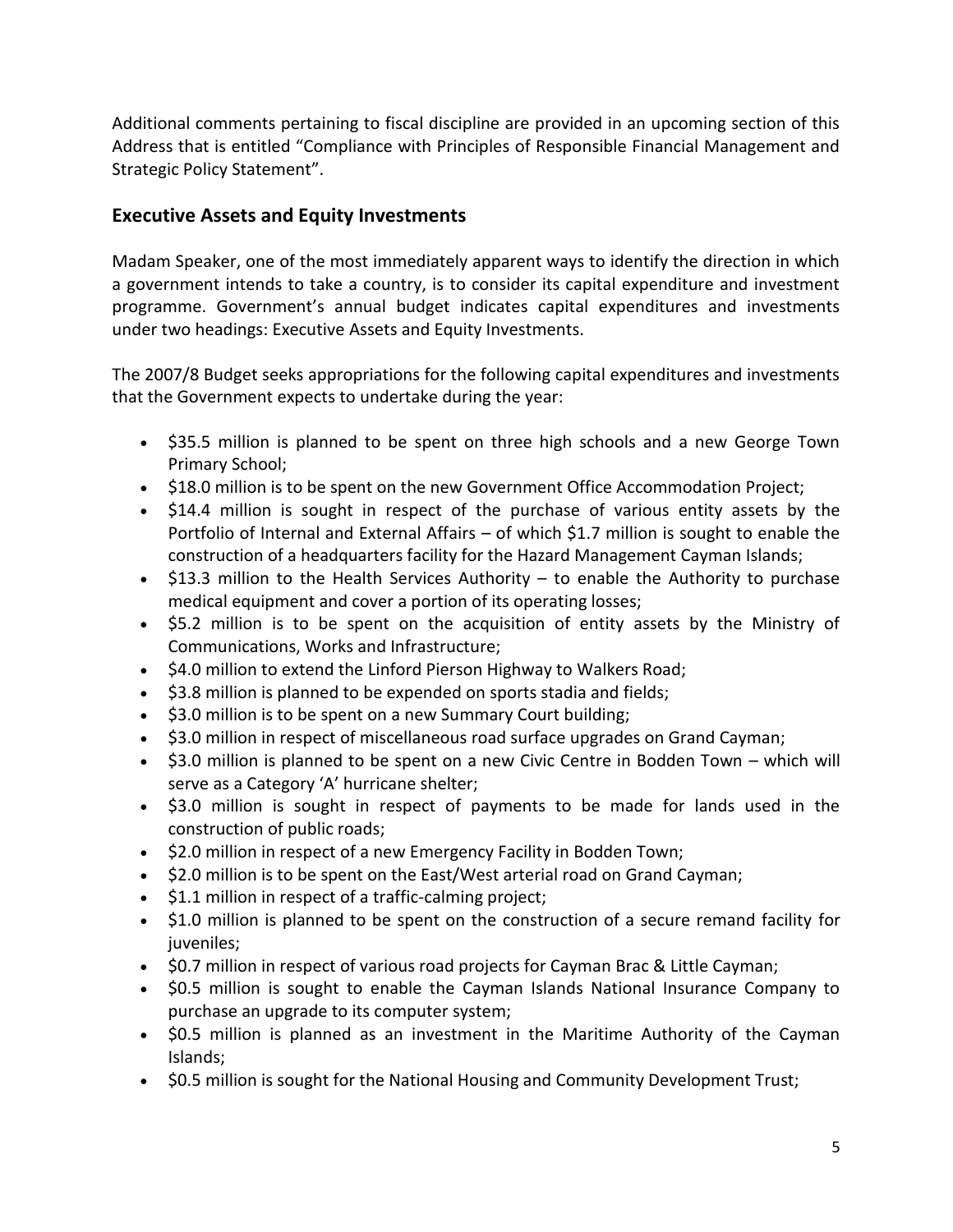Additional comments pertaining to fiscal discipline are provided in an upcoming section of this Address that is entitled "Compliance with Principles of Responsible Financial Management and Strategic Policy Statement".

## Executive Assets and Equity Investments

Madam Speaker, one of the most immediately apparent ways to identify the direction in which a government intends to take a country, is to consider its capital expenditure and investment programme. Government's annual budget indicates capital expenditures and investments under two headings: Executive Assets and Equity Investments.

The 2007/8 Budget seeks appropriations for the following capital expenditures and investments that the Government expects to undertake during the year:

- $35.5 million is planned to be spent on three high schools and a new George Town Primary School;
- $18.0 million is to be spent on the new Government Office Accommodation Project;
- $14.4 million is sought in respect of the purchase of various entity assets by the Portfolio of Internal and External Affairs – of which $1.7 million is sought to enable the construction of a headquarters facility for the Hazard Management Cayman Islands;
- $13.3 million to the Health Services Authority – to enable the Authority to purchase medical equipment and cover a portion of its operating losses;
- $5.2 million is to be spent on the acquisition of entity assets by the Ministry of Communications, Works and Infrastructure;
- $4.0 million to extend the Linford Pierson Highway to Walkers Road;
- $3.8 million is planned to be expended on sports stadia and fields;
- $3.0 million is to be spent on a new Summary Court building;
- $3.0 million in respect of miscellaneous road surface upgrades on Grand Cayman;
- $3.0 million is planned to be spent on a new Civic Centre in Bodden Town – which will serve as a Category 'A' hurricane shelter;
- $3.0 million is sought in respect of payments to be made for lands used in the construction of public roads;
- $2.0 million in respect of a new Emergency Facility in Bodden Town;
- $2.0 million is to be spent on the East/West arterial road on Grand Cayman;
- $1.1 million in respect of a traffic-calming project;
- $1.0 million is planned to be spent on the construction of a secure remand facility for juveniles;
- $0.7 million in respect of various road projects for Cayman Brac & Little Cayman;
- $0.5 million is sought to enable the Cayman Islands National Insurance Company to purchase an upgrade to its computer system;
- $0.5 million is planned as an investment in the Maritime Authority of the Cayman Islands;
- $0.5 million is sought for the National Housing and Community Development Trust;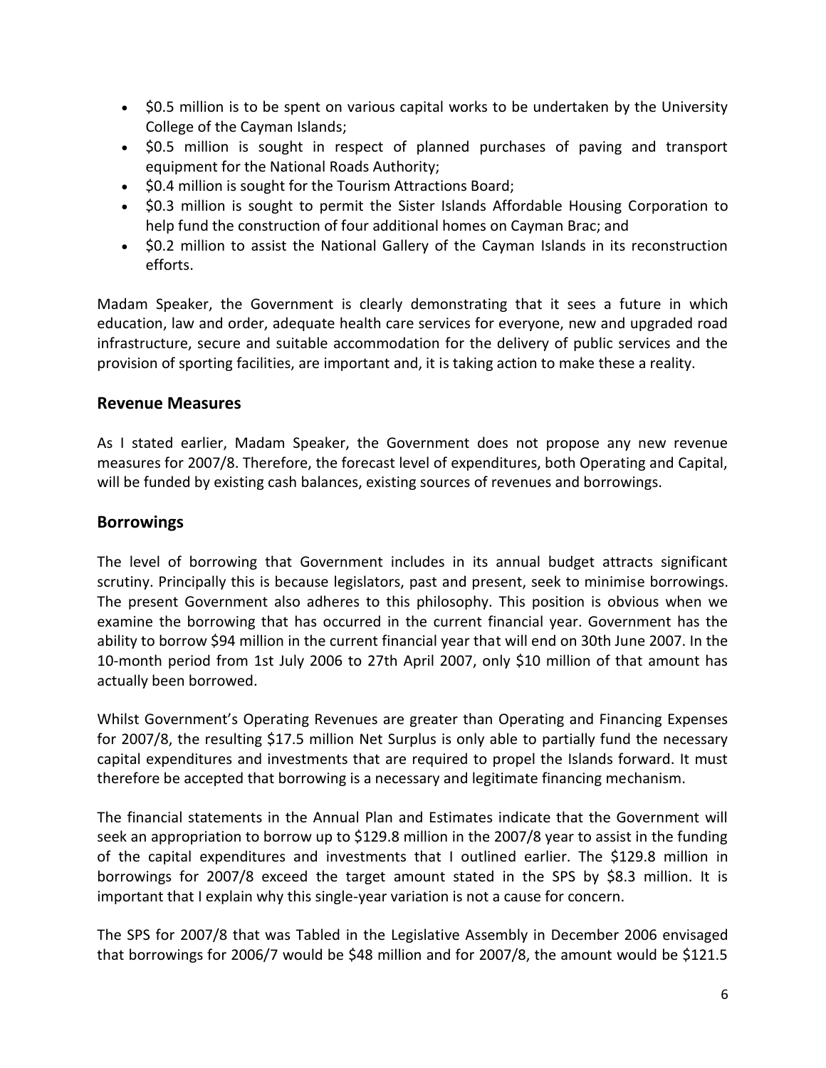- $0.5 million is to be spent on various capital works to be undertaken by the University College of the Cayman Islands;
- $0.5 million is sought in respect of planned purchases of paving and transport equipment for the National Roads Authority;
- $0.4 million is sought for the Tourism Attractions Board;
- $0.3 million is sought to permit the Sister Islands Affordable Housing Corporation to help fund the construction of four additional homes on Cayman Brac; and
- $0.2 million to assist the National Gallery of the Cayman Islands in its reconstruction efforts.

Madam Speaker, the Government is clearly demonstrating that it sees a future in which education, law and order, adequate health care services for everyone, new and upgraded road infrastructure, secure and suitable accommodation for the delivery of public services and the provision of sporting facilities, are important and, it is taking action to make these a reality.

## Revenue Measures

As I stated earlier, Madam Speaker, the Government does not propose any new revenue measures for 2007/8. Therefore, the forecast level of expenditures, both Operating and Capital, will be funded by existing cash balances, existing sources of revenues and borrowings.

## Borrowings

The level of borrowing that Government includes in its annual budget attracts significant scrutiny. Principally this is because legislators, past and present, seek to minimise borrowings. The present Government also adheres to this philosophy. This position is obvious when we examine the borrowing that has occurred in the current financial year. Government has the ability to borrow $94 million in the current financial year that will end on 30th June 2007. In the 10-month period from 1st July 2006 to 27th April 2007, only $10 million of that amount has actually been borrowed.

Whilst Government's Operating Revenues are greater than Operating and Financing Expenses for 2007/8, the resulting $17.5 million Net Surplus is only able to partially fund the necessary capital expenditures and investments that are required to propel the Islands forward. It must therefore be accepted that borrowing is a necessary and legitimate financing mechanism.

The financial statements in the Annual Plan and Estimates indicate that the Government will seek an appropriation to borrow up to $129.8 million in the 2007/8 year to assist in the funding of the capital expenditures and investments that I outlined earlier. The $129.8 million in borrowings for 2007/8 exceed the target amount stated in the SPS by $8.3 million. It is important that I explain why this single-year variation is not a cause for concern.

The SPS for 2007/8 that was Tabled in the Legislative Assembly in December 2006 envisaged that borrowings for 2006/7 would be $48 million and for 2007/8, the amount would be $121.5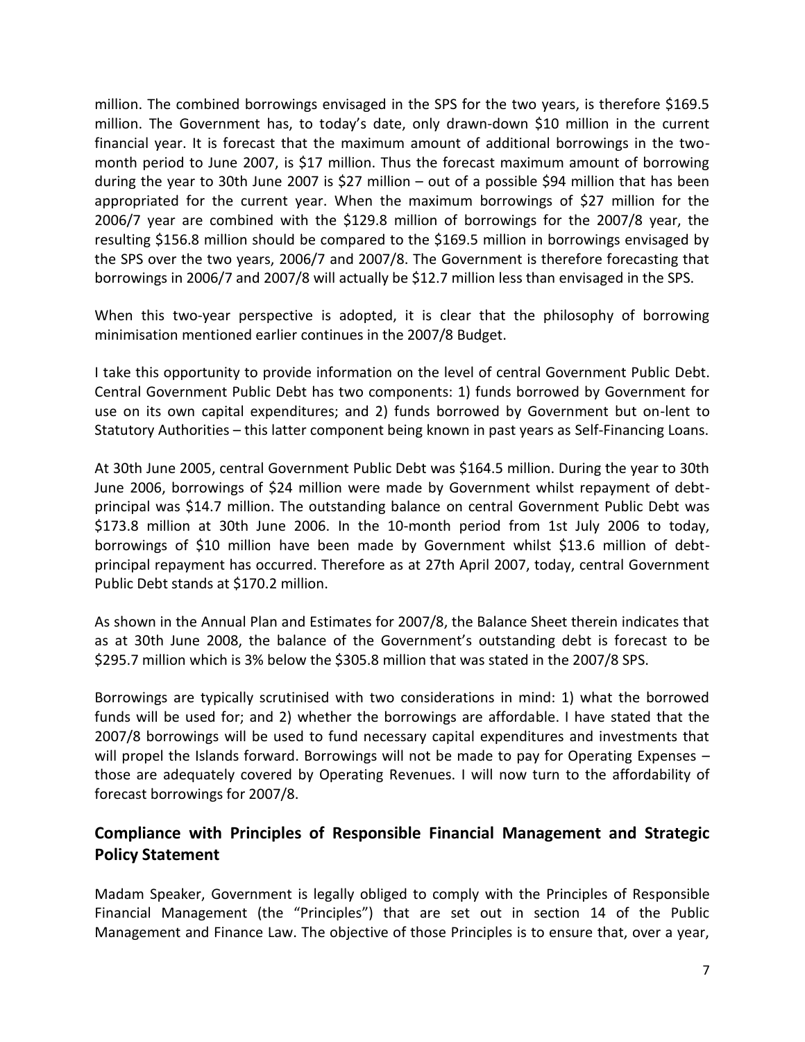million. The combined borrowings envisaged in the SPS for the two years, is therefore $169.5 million. The Government has, to today's date, only drawn-down $10 million in the current financial year. It is forecast that the maximum amount of additional borrowings in the two-month period to June 2007, is $17 million. Thus the forecast maximum amount of borrowing during the year to 30th June 2007 is $27 million – out of a possible $94 million that has been appropriated for the current year. When the maximum borrowings of $27 million for the 2006/7 year are combined with the $129.8 million of borrowings for the 2007/8 year, the resulting $156.8 million should be compared to the $169.5 million in borrowings envisaged by the SPS over the two years, 2006/7 and 2007/8. The Government is therefore forecasting that borrowings in 2006/7 and 2007/8 will actually be $12.7 million less than envisaged in the SPS.

When this two-year perspective is adopted, it is clear that the philosophy of borrowing minimisation mentioned earlier continues in the 2007/8 Budget.

I take this opportunity to provide information on the level of central Government Public Debt. Central Government Public Debt has two components: 1) funds borrowed by Government for use on its own capital expenditures; and 2) funds borrowed by Government but on-lent to Statutory Authorities – this latter component being known in past years as Self-Financing Loans.

At 30th June 2005, central Government Public Debt was $164.5 million. During the year to 30th June 2006, borrowings of $24 million were made by Government whilst repayment of debt-principal was $14.7 million. The outstanding balance on central Government Public Debt was $173.8 million at 30th June 2006. In the 10-month period from 1st July 2006 to today, borrowings of $10 million have been made by Government whilst $13.6 million of debt-principal repayment has occurred. Therefore as at 27th April 2007, today, central Government Public Debt stands at $170.2 million.

As shown in the Annual Plan and Estimates for 2007/8, the Balance Sheet therein indicates that as at 30th June 2008, the balance of the Government's outstanding debt is forecast to be $295.7 million which is 3% below the $305.8 million that was stated in the 2007/8 SPS.

Borrowings are typically scrutinised with two considerations in mind: 1) what the borrowed funds will be used for; and 2) whether the borrowings are affordable. I have stated that the 2007/8 borrowings will be used to fund necessary capital expenditures and investments that will propel the Islands forward. Borrowings will not be made to pay for Operating Expenses – those are adequately covered by Operating Revenues. I will now turn to the affordability of forecast borrowings for 2007/8.

## Compliance with Principles of Responsible Financial Management and Strategic Policy Statement

Madam Speaker, Government is legally obliged to comply with the Principles of Responsible Financial Management (the "Principles") that are set out in section 14 of the Public Management and Finance Law. The objective of those Principles is to ensure that, over a year,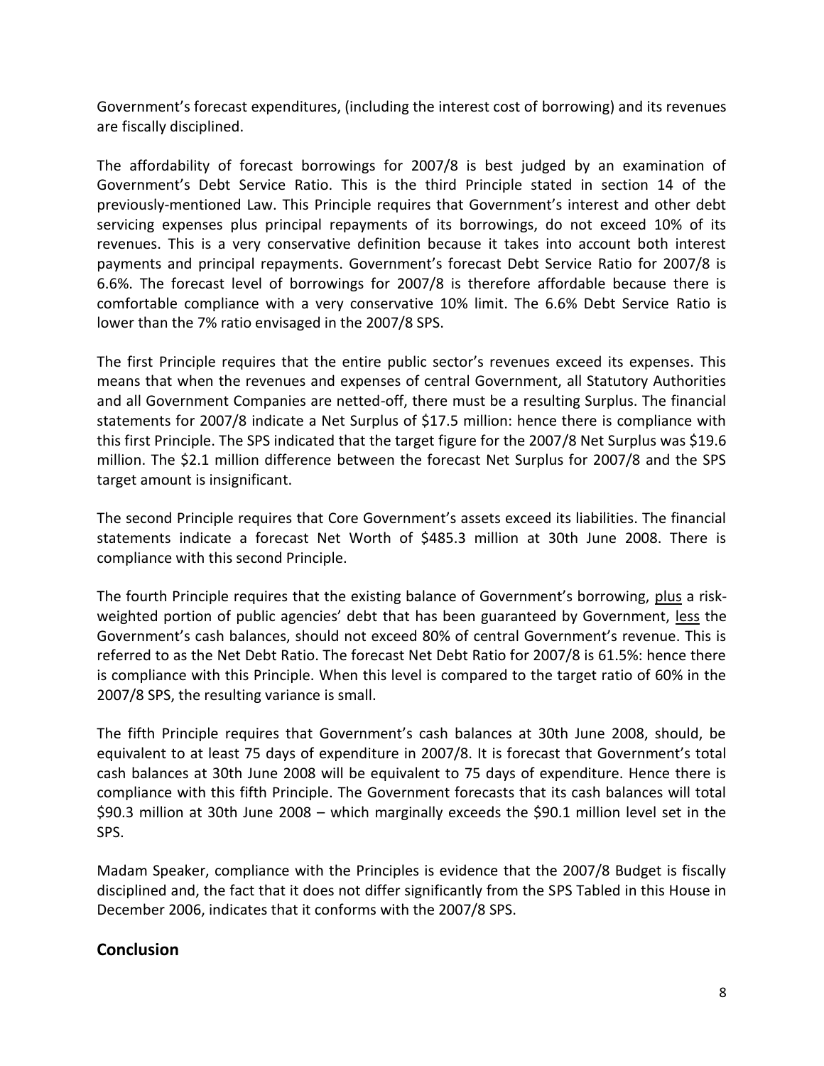Government's forecast expenditures, (including the interest cost of borrowing) and its revenues are fiscally disciplined.

The affordability of forecast borrowings for 2007/8 is best judged by an examination of Government's Debt Service Ratio. This is the third Principle stated in section 14 of the previously-mentioned Law. This Principle requires that Government's interest and other debt servicing expenses plus principal repayments of its borrowings, do not exceed 10% of its revenues. This is a very conservative definition because it takes into account both interest payments and principal repayments. Government's forecast Debt Service Ratio for 2007/8 is 6.6%. The forecast level of borrowings for 2007/8 is therefore affordable because there is comfortable compliance with a very conservative 10% limit. The 6.6% Debt Service Ratio is lower than the 7% ratio envisaged in the 2007/8 SPS.

The first Principle requires that the entire public sector's revenues exceed its expenses. This means that when the revenues and expenses of central Government, all Statutory Authorities and all Government Companies are netted-off, there must be a resulting Surplus. The financial statements for 2007/8 indicate a Net Surplus of $17.5 million: hence there is compliance with this first Principle. The SPS indicated that the target figure for the 2007/8 Net Surplus was $19.6 million. The $2.1 million difference between the forecast Net Surplus for 2007/8 and the SPS target amount is insignificant.

The second Principle requires that Core Government's assets exceed its liabilities. The financial statements indicate a forecast Net Worth of $485.3 million at 30th June 2008. There is compliance with this second Principle.

The fourth Principle requires that the existing balance of Government's borrowing, plus a risk-weighted portion of public agencies' debt that has been guaranteed by Government, less the Government's cash balances, should not exceed 80% of central Government's revenue. This is referred to as the Net Debt Ratio. The forecast Net Debt Ratio for 2007/8 is 61.5%: hence there is compliance with this Principle. When this level is compared to the target ratio of 60% in the 2007/8 SPS, the resulting variance is small.

The fifth Principle requires that Government's cash balances at 30th June 2008, should, be equivalent to at least 75 days of expenditure in 2007/8. It is forecast that Government's total cash balances at 30th June 2008 will be equivalent to 75 days of expenditure. Hence there is compliance with this fifth Principle. The Government forecasts that its cash balances will total $90.3 million at 30th June 2008 – which marginally exceeds the $90.1 million level set in the SPS.

Madam Speaker, compliance with the Principles is evidence that the 2007/8 Budget is fiscally disciplined and, the fact that it does not differ significantly from the SPS Tabled in this House in December 2006, indicates that it conforms with the 2007/8 SPS.

## Conclusion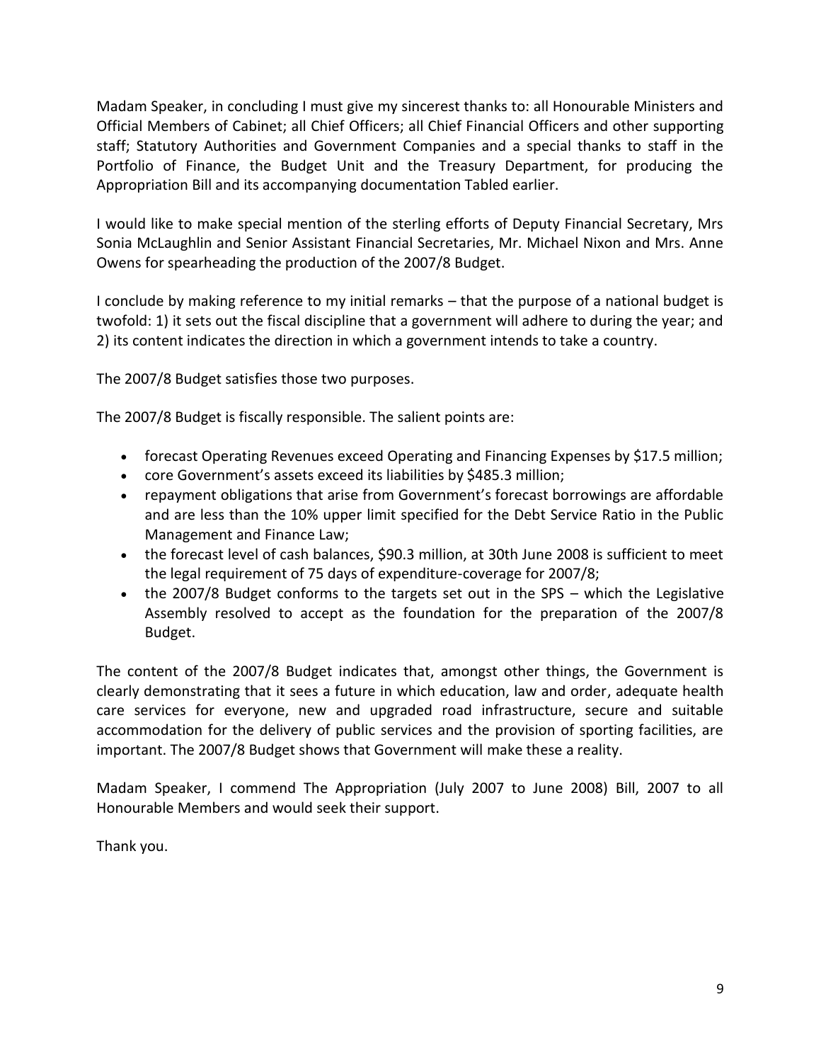Madam Speaker, in concluding I must give my sincerest thanks to: all Honourable Ministers and Official Members of Cabinet; all Chief Officers; all Chief Financial Officers and other supporting staff; Statutory Authorities and Government Companies and a special thanks to staff in the Portfolio of Finance, the Budget Unit and the Treasury Department, for producing the Appropriation Bill and its accompanying documentation Tabled earlier.

I would like to make special mention of the sterling efforts of Deputy Financial Secretary, Mrs Sonia McLaughlin and Senior Assistant Financial Secretaries, Mr. Michael Nixon and Mrs. Anne Owens for spearheading the production of the 2007/8 Budget.

I conclude by making reference to my initial remarks – that the purpose of a national budget is twofold: 1) it sets out the fiscal discipline that a government will adhere to during the year; and 2) its content indicates the direction in which a government intends to take a country.

The 2007/8 Budget satisfies those two purposes.

The 2007/8 Budget is fiscally responsible. The salient points are:

- forecast Operating Revenues exceed Operating and Financing Expenses by $17.5 million;
- core Government's assets exceed its liabilities by $485.3 million;
- repayment obligations that arise from Government's forecast borrowings are affordable and are less than the 10% upper limit specified for the Debt Service Ratio in the Public Management and Finance Law;
- the forecast level of cash balances, $90.3 million, at 30th June 2008 is sufficient to meet the legal requirement of 75 days of expenditure-coverage for 2007/8;
- the 2007/8 Budget conforms to the targets set out in the SPS – which the Legislative Assembly resolved to accept as the foundation for the preparation of the 2007/8 Budget.

The content of the 2007/8 Budget indicates that, amongst other things, the Government is clearly demonstrating that it sees a future in which education, law and order, adequate health care services for everyone, new and upgraded road infrastructure, secure and suitable accommodation for the delivery of public services and the provision of sporting facilities, are important. The 2007/8 Budget shows that Government will make these a reality.

Madam Speaker, I commend The Appropriation (July 2007 to June 2008) Bill, 2007 to all Honourable Members and would seek their support.

Thank you.